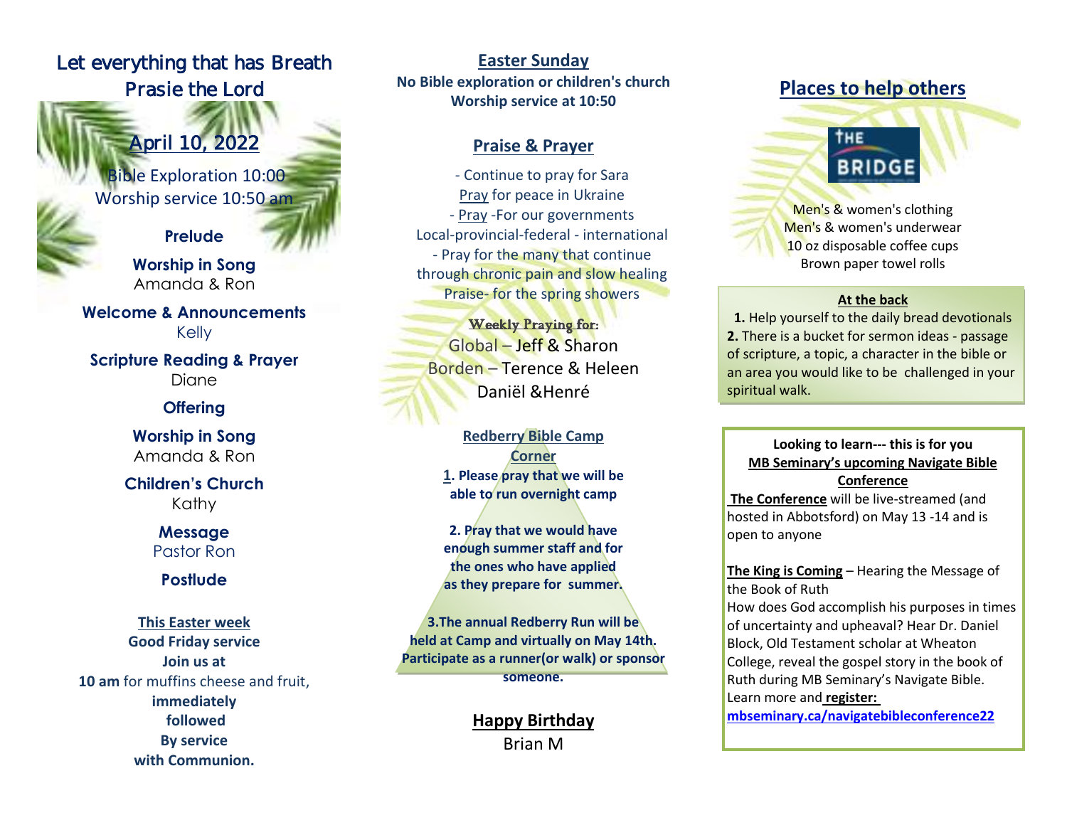# Let everything that has Breath Prasie the Lord

## April 10, 2022

Bible Exploration 10:00
Worship service 10:50 am

**Prelude**

**Worship in Song**
Amanda & Ron

**Welcome & Announcements**
Kelly

**Scripture Reading & Prayer**
Diane

**Offering**

**Worship in Song**
Amanda & Ron

**Children's Church**
Kathy

**Message**
Pastor Ron

**Postlude**

**This Easter week**
**Good Friday service**
**Join us at**
**10 am** for muffins cheese and fruit,
**immediately followed By service with Communion.**

## Easter Sunday

**No Bible exploration or children's church**
**Worship service at 10:50**

## Praise & Prayer

- Continue to pray for Sara
Pray for peace in Ukraine
- Pray -For our governments Local-provincial-federal - international
- Pray for the many that continue through chronic pain and slow healing
Praise- for the spring showers

**Weekly Praying for:**
Global – Jeff & Sharon
Borden – Terence & Heleen
Daniël &Henré

**Redberry Bible Camp Corner**

**1. Please pray that we will be able to run overnight camp**

**2. Pray that we would have enough summer staff and for the ones who have applied as they prepare for summer.**

**3. The annual Redberry Run will be held at Camp and virtually on May 14th. Participate as a runner(or walk) or sponsor someone.**

**Happy Birthday**
Brian M

## Places to help others

THE BRIDGE

Men's & women's clothing
Men's & women's underwear
10 oz disposable coffee cups
Brown paper towel rolls

**At the back**

**1.** Help yourself to the daily bread devotionals
**2.** There is a bucket for sermon ideas - passage of scripture, a topic, a character in the bible or an area you would like to be challenged in your spiritual walk.

**Looking to learn--- this is for you**
**MB Seminary's upcoming Navigate Bible Conference**

**The Conference** will be live-streamed (and hosted in Abbotsford) on May 13 -14 and is open to anyone

**The King is Coming** – Hearing the Message of the Book of Ruth
How does God accomplish his purposes in times of uncertainty and upheaval? Hear Dr. Daniel Block, Old Testament scholar at Wheaton College, reveal the gospel story in the book of Ruth during MB Seminary's Navigate Bible.
Learn more and **register:**
**mbseminary.ca/navigatebibleconference22**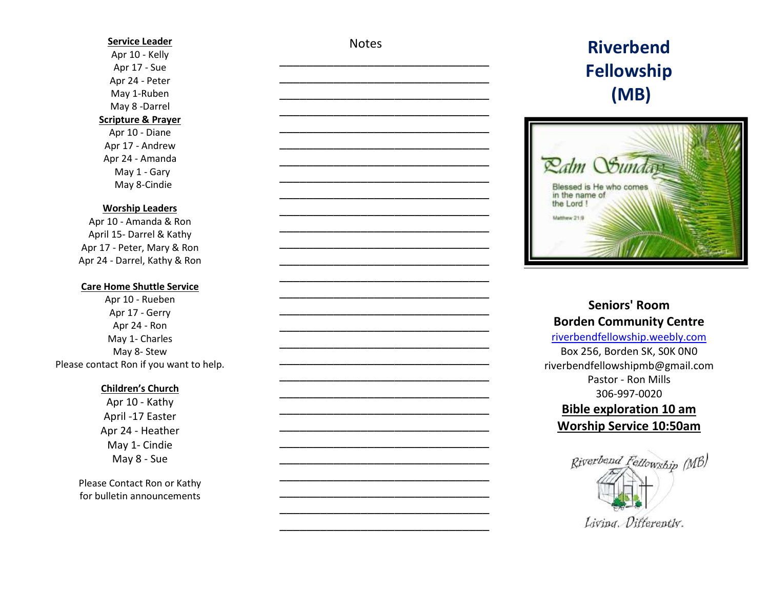**Service Leader**

Apr 10 - Kelly
Apr 17 - Sue
Apr 24 - Peter
May 1-Ruben
May 8 -Darrel

**Scripture & Prayer**

Apr 10 - Diane
Apr 17 - Andrew
Apr 24 - Amanda
May 1 - Gary
May 8-Cindie

**Worship Leaders**

Apr 10 - Amanda & Ron
April 15- Darrel & Kathy
Apr 17 - Peter, Mary & Ron
Apr 24 - Darrel, Kathy & Ron

**Care Home Shuttle Service**

Apr 10 - Rueben
Apr 17 - Gerry
Apr 24 - Ron
May 1- Charles
May 8- Stew
Please contact Ron if you want to help.

**Children's Church**

Apr 10 - Kathy
April -17 Easter
Apr 24 - Heather
May 1- Cindie
May 8 - Sue

Please Contact Ron or Kathy
for bulletin announcements

Notes

# Riverbend Fellowship (MB)

Palm Sunday

Blessed is He who comes in the name of the Lord !

Matthew 21:9

**Seniors' Room**
**Borden Community Centre**

riverbendfellowship.weebly.com
Box 256, Borden SK, S0K 0N0
riverbendfellowshipmb@gmail.com
Pastor - Ron Mills
306-997-0020

**Bible exploration 10 am**
**Worship Service 10:50am**

Riverbend Fellowship (MB)

Living. Differently.